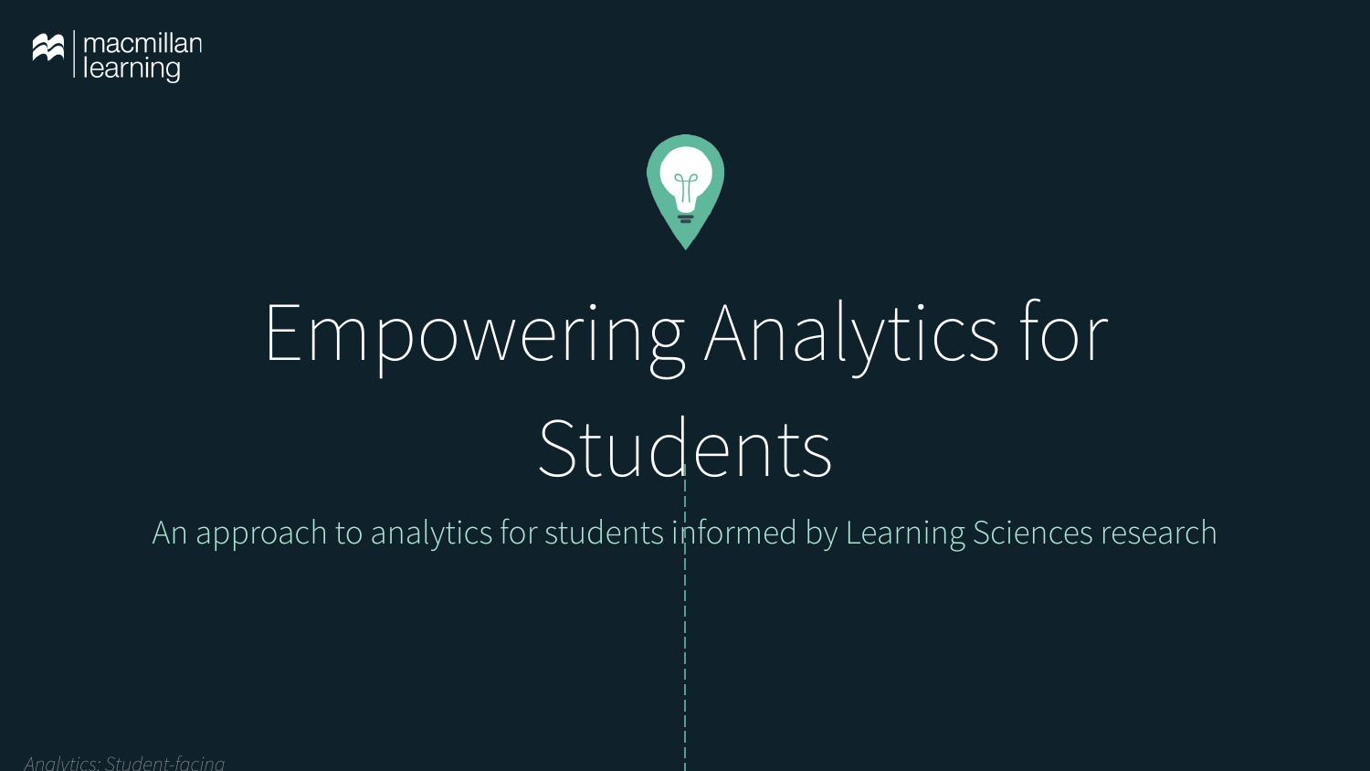macmillan learning

# Empowering Analytics for Students

An approach to analytics for students informed by Learning Sciences research

*Analytics: Student-facing*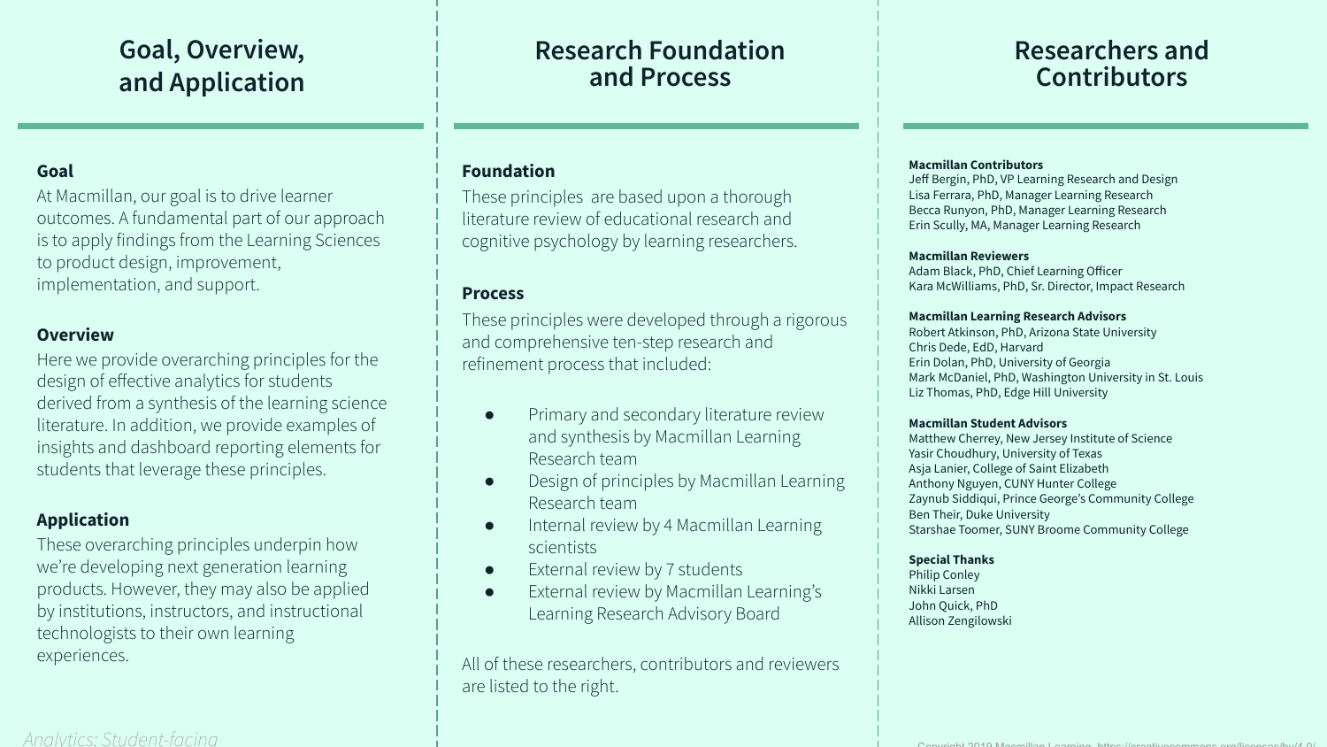## Goal, Overview, and Application

### Goal

At Macmillan, our goal is to drive learner outcomes. A fundamental part of our approach is to apply findings from the Learning Sciences to product design, improvement, implementation, and support.

### Overview

Here we provide overarching principles for the design of effective analytics for students derived from a synthesis of the learning science literature. In addition, we provide examples of insights and dashboard reporting elements for students that leverage these principles.

### Application

These overarching principles underpin how we're developing next generation learning products. However, they may also be applied by institutions, instructors, and instructional technologists to their own learning experiences.

## Research Foundation and Process

### Foundation

These principles are based upon a thorough literature review of educational research and cognitive psychology by learning researchers.

### Process

These principles were developed through a rigorous and comprehensive ten-step research and refinement process that included:

- Primary and secondary literature review and synthesis by Macmillan Learning Research team
- Design of principles by Macmillan Learning Research team
- Internal review by 4 Macmillan Learning scientists
- External review by 7 students
- External review by Macmillan Learning's Learning Research Advisory Board

All of these researchers, contributors and reviewers are listed to the right.

## Researchers and Contributors

**Macmillan Contributors**
Jeff Bergin, PhD, VP Learning Research and Design
Lisa Ferrara, PhD, Manager Learning Research
Becca Runyon, PhD, Manager Learning Research
Erin Scully, MA, Manager Learning Research

**Macmillan Reviewers**
Adam Black, PhD, Chief Learning Officer
Kara McWilliams, PhD, Sr. Director, Impact Research

**Macmillan Learning Research Advisors**
Robert Atkinson, PhD, Arizona State University
Chris Dede, EdD, Harvard
Erin Dolan, PhD, University of Georgia
Mark McDaniel, PhD, Washington University in St. Louis
Liz Thomas, PhD, Edge Hill University

**Macmillan Student Advisors**
Matthew Cherrey, New Jersey Institute of Science
Yasir Choudhury, University of Texas
Asja Lanier, College of Saint Elizabeth
Anthony Nguyen, CUNY Hunter College
Zaynub Siddiqui, Prince George's Community College
Ben Their, Duke University
Starshae Toomer, SUNY Broome Community College

**Special Thanks**
Philip Conley
Nikki Larsen
John Quick, PhD
Allison Zengilowski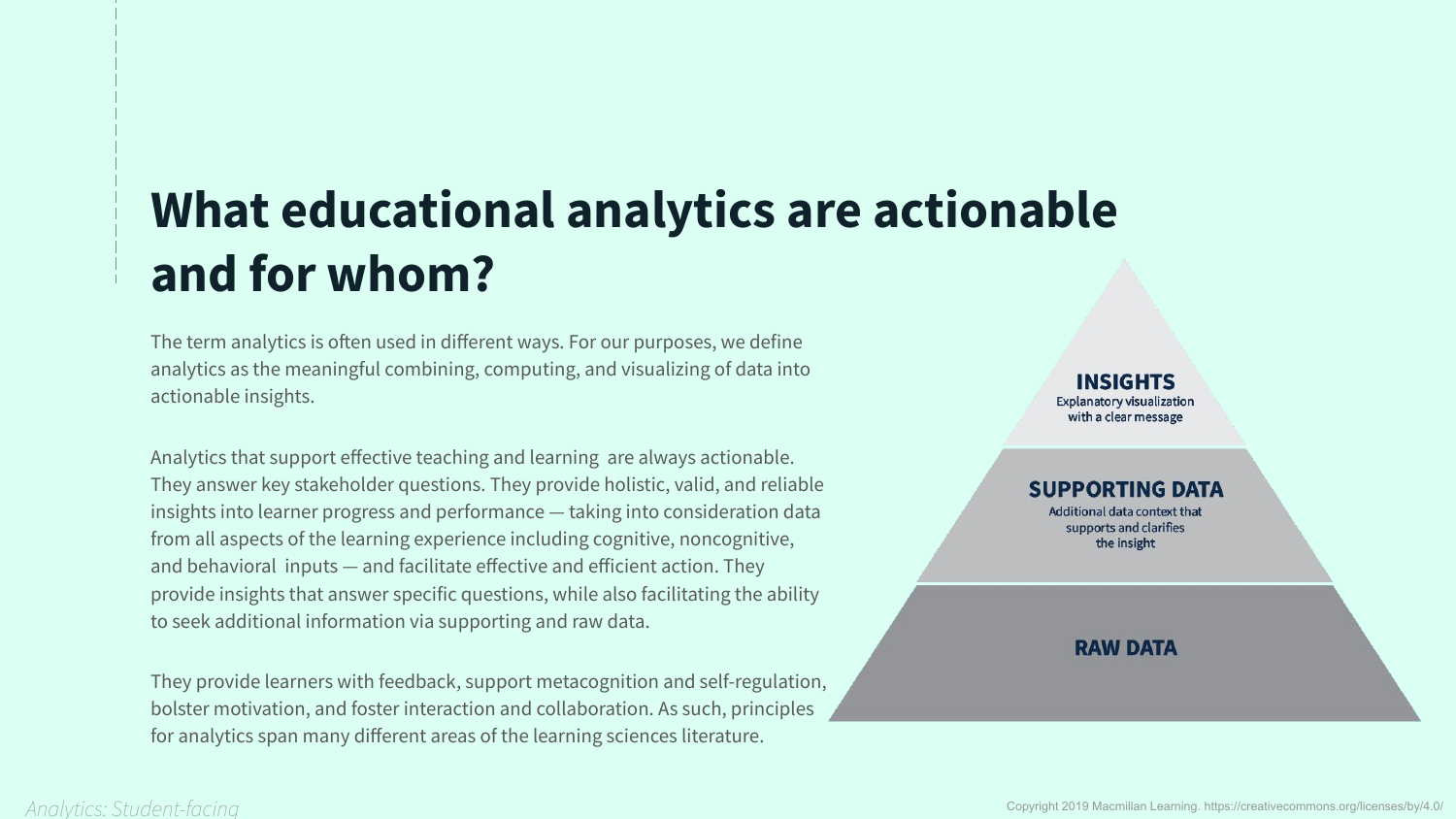# What educational analytics are actionable and for whom?

The term analytics is often used in different ways. For our purposes, we define analytics as the meaningful combining, computing, and visualizing of data into actionable insights.

Analytics that support effective teaching and learning  are always actionable. They answer key stakeholder questions. They provide holistic, valid, and reliable insights into learner progress and performance — taking into consideration data from all aspects of the learning experience including cognitive, noncognitive, and behavioral  inputs — and facilitate effective and efficient action. They provide insights that answer specific questions, while also facilitating the ability to seek additional information via supporting and raw data.

They provide learners with feedback, support metacognition and self-regulation, bolster motivation, and foster interaction and collaboration. As such, principles for analytics span many different areas of the learning sciences literature.

**INSIGHTS**
Explanatory visualization with a clear message

**SUPPORTING DATA**
Additional data context that supports and clarifies the insight

**RAW DATA**

*Analytics: Student-facing*

Copyright 2019 Macmillan Learning. https://creativecommons.org/licenses/by/4.0/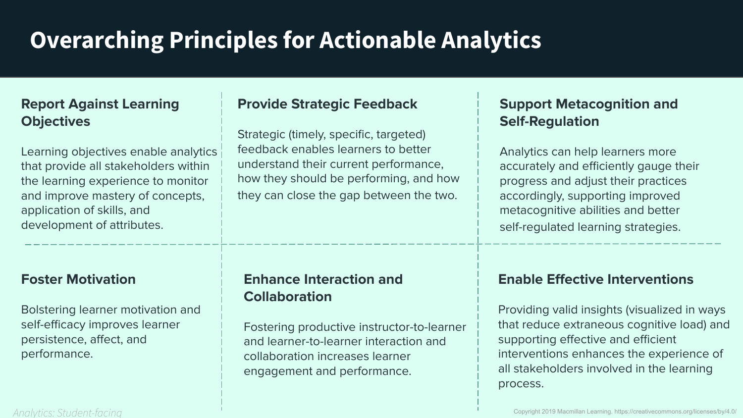# Overarching Principles for Actionable Analytics

### Report Against Learning Objectives

Learning objectives enable analytics that provide all stakeholders within the learning experience to monitor and improve mastery of concepts, application of skills, and development of attributes.

### Provide Strategic Feedback

Strategic (timely, specific, targeted) feedback enables learners to better understand their current performance, how they should be performing, and how they can close the gap between the two.

### Support Metacognition and Self-Regulation

Analytics can help learners more accurately and efficiently gauge their progress and adjust their practices accordingly, supporting improved metacognitive abilities and better self-regulated learning strategies.

### Foster Motivation

Bolstering learner motivation and self-efficacy improves learner persistence, affect, and performance.

### Enhance Interaction and Collaboration

Fostering productive instructor-to-learner and learner-to-learner interaction and collaboration increases learner engagement and performance.

### Enable Effective Interventions

Providing valid insights (visualized in ways that reduce extraneous cognitive load) and supporting effective and efficient interventions enhances the experience of all stakeholders involved in the learning process.

*Analytics: Student-facing*

Copyright 2019 Macmillan Learning. https://creativecommons.org/licenses/by/4.0/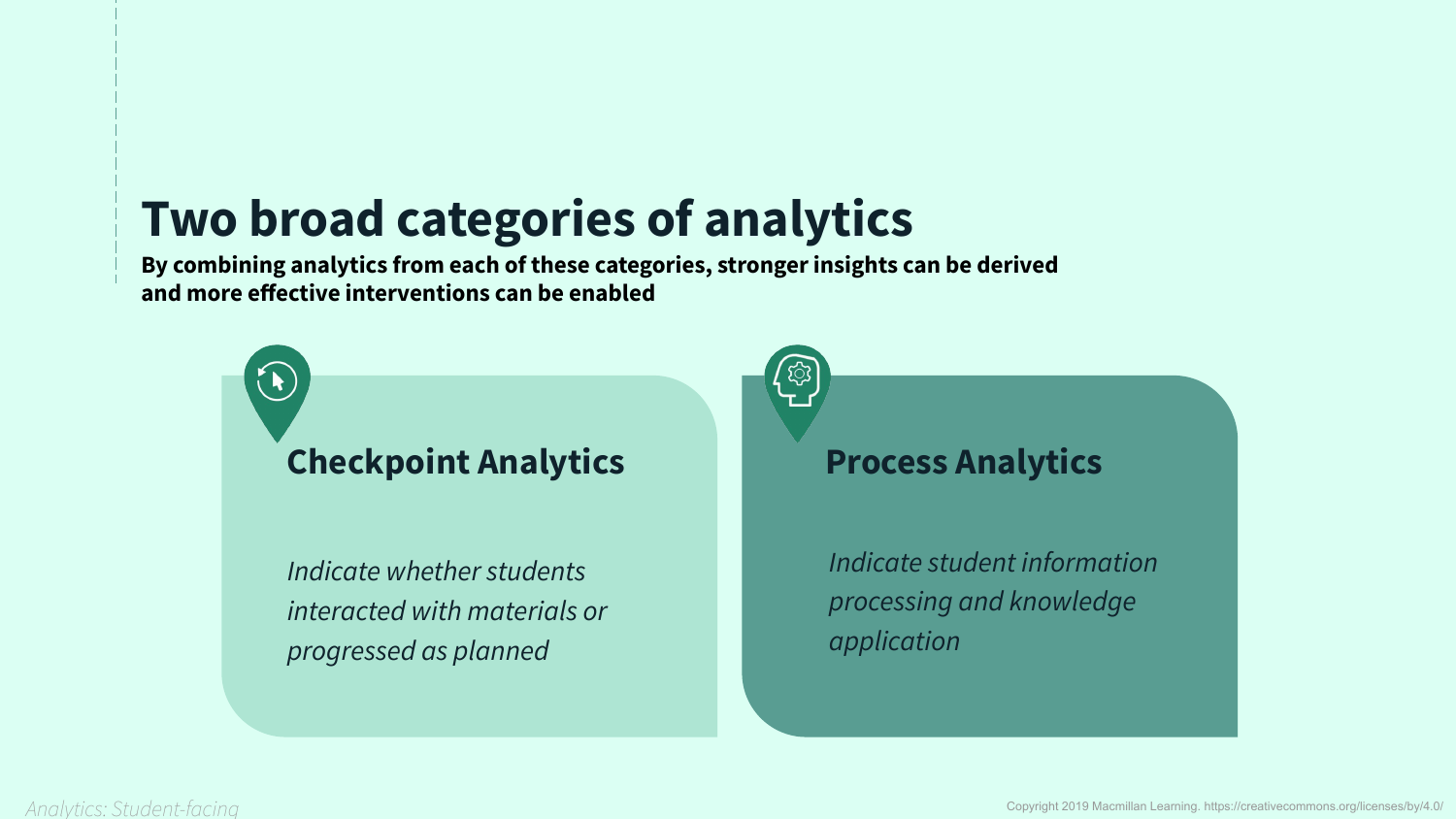# Two broad categories of analytics

**By combining analytics from each of these categories, stronger insights can be derived and more effective interventions can be enabled**

## Checkpoint Analytics

*Indicate whether students interacted with materials or progressed as planned*

## Process Analytics

*Indicate student information processing and knowledge application*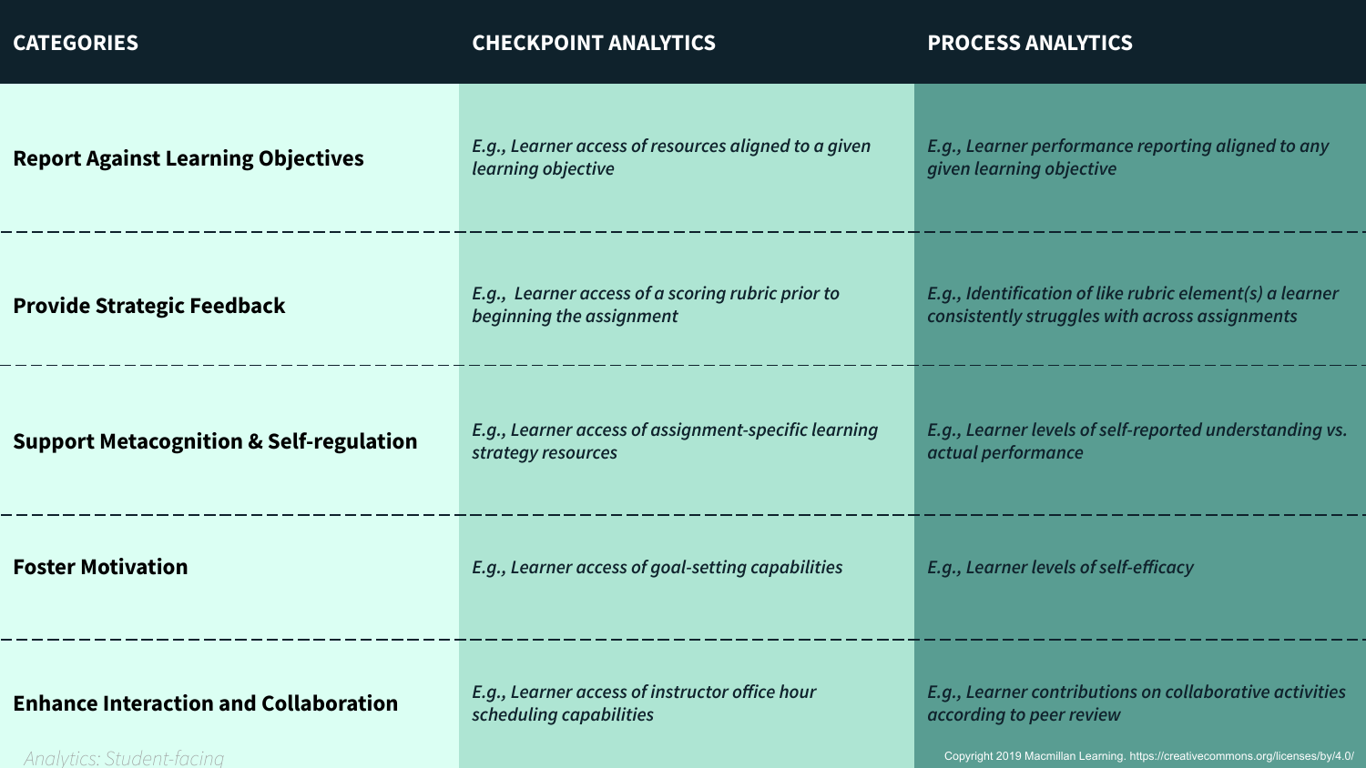| CATEGORIES | CHECKPOINT ANALYTICS | PROCESS ANALYTICS |
|---|---|---|
| **Report Against Learning Objectives** | *E.g., Learner access of resources aligned to a given learning objective* | *E.g., Learner performance reporting aligned to any given learning objective* |
| **Provide Strategic Feedback** | *E.g., Learner access of a scoring rubric prior to beginning the assignment* | *E.g., Identification of like rubric element(s) a learner consistently struggles with across assignments* |
| **Support Metacognition & Self-regulation** | *E.g., Learner access of assignment-specific learning strategy resources* | *E.g., Learner levels of self-reported understanding vs. actual performance* |
| **Foster Motivation** | *E.g., Learner access of goal-setting capabilities* | *E.g., Learner levels of self-efficacy* |
| **Enhance Interaction and Collaboration** | *E.g., Learner access of instructor office hour scheduling capabilities* | *E.g., Learner contributions on collaborative activities according to peer review* |

*Analytics: Student-facing*

Copyright 2019 Macmillan Learning. https://creativecommons.org/licenses/by/4.0/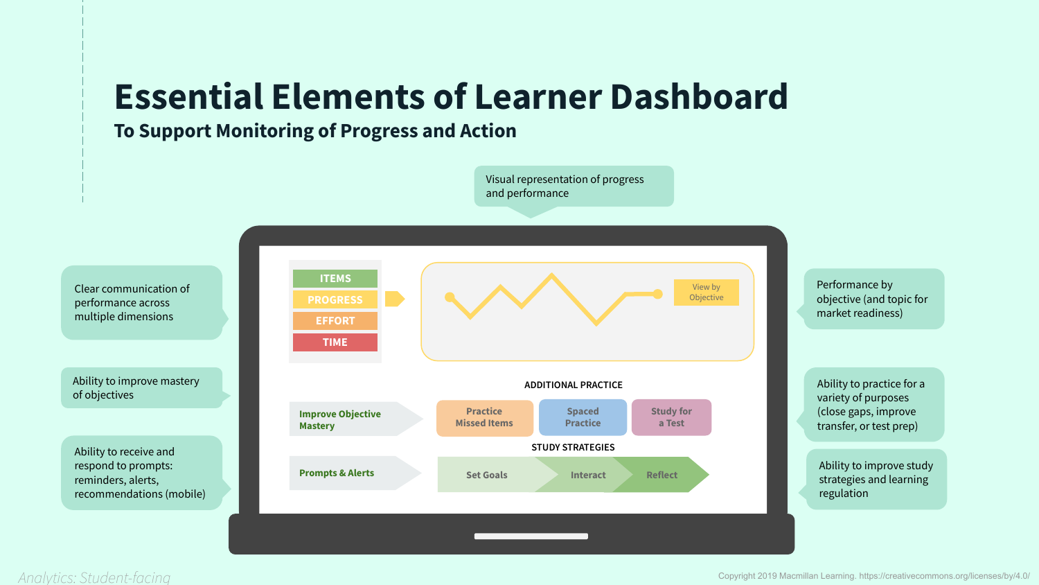# Essential Elements of Learner Dashboard

## To Support Monitoring of Progress and Action

Visual representation of progress and performance

Clear communication of performance across multiple dimensions

Ability to improve mastery of objectives

Ability to receive and respond to prompts: reminders, alerts, recommendations (mobile)

Performance by objective (and topic for market readiness)

Ability to practice for a variety of purposes (close gaps, improve transfer, or test prep)

Ability to improve study strategies and learning regulation

ITEMS

PROGRESS

EFFORT

TIME

View by Objective

ADDITIONAL PRACTICE

Improve Objective Mastery

Practice Missed Items

Spaced Practice

Study for a Test

STUDY STRATEGIES

Prompts & Alerts

Set Goals

Interact

Reflect

*Analytics: Student-facing*

Copyright 2019 Macmillan Learning. https://creativecommons.org/licenses/by/4.0/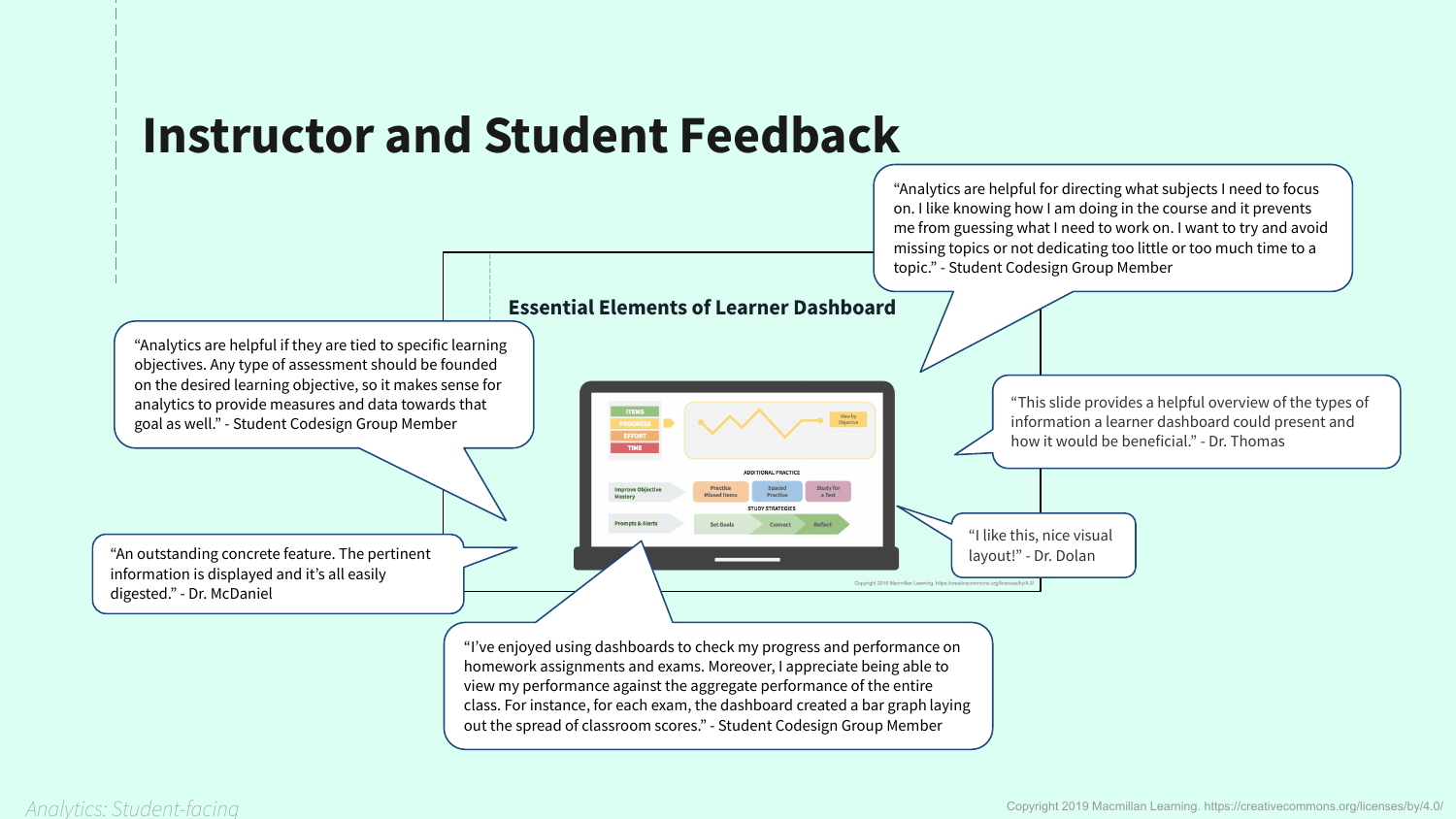# Instructor and Student Feedback

**Essential Elements of Learner Dashboard**

"Analytics are helpful for directing what subjects I need to focus on. I like knowing how I am doing in the course and it prevents me from guessing what I need to work on. I want to try and avoid missing topics or not dedicating too little or too much time to a topic." - Student Codesign Group Member

"Analytics are helpful if they are tied to specific learning objectives. Any type of assessment should be founded on the desired learning objective, so it makes sense for analytics to provide measures and data towards that goal as well." - Student Codesign Group Member

"This slide provides a helpful overview of the types of information a learner dashboard could present and how it would be beneficial." - Dr. Thomas

"I like this, nice visual layout!" - Dr. Dolan

"An outstanding concrete feature. The pertinent information is displayed and it's all easily digested." - Dr. McDaniel

"I've enjoyed using dashboards to check my progress and performance on homework assignments and exams. Moreover, I appreciate being able to view my performance against the aggregate performance of the entire class. For instance, for each exam, the dashboard created a bar graph laying out the spread of classroom scores." - Student Codesign Group Member

*Analytics: Student-facing*

Copyright 2019 Macmillan Learning. https://creativecommons.org/licenses/by/4.0/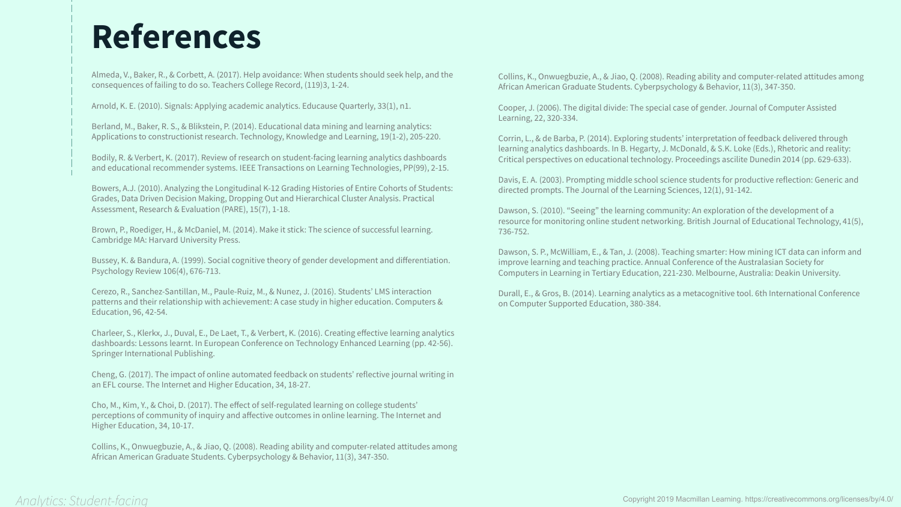# References

Almeda, V., Baker, R., & Corbett, A. (2017). Help avoidance: When students should seek help, and the consequences of failing to do so. Teachers College Record, (119)3, 1-24.

Arnold, K. E. (2010). Signals: Applying academic analytics. Educause Quarterly, 33(1), n1.

Berland, M., Baker, R. S., & Blikstein, P. (2014). Educational data mining and learning analytics: Applications to constructionist research. Technology, Knowledge and Learning, 19(1-2), 205-220.

Bodily, R. & Verbert, K. (2017). Review of research on student-facing learning analytics dashboards and educational recommender systems. IEEE Transactions on Learning Technologies, PP(99), 2-15.

Bowers, A.J. (2010). Analyzing the Longitudinal K-12 Grading Histories of Entire Cohorts of Students: Grades, Data Driven Decision Making, Dropping Out and Hierarchical Cluster Analysis. Practical Assessment, Research & Evaluation (PARE), 15(7), 1-18.

Brown, P., Roediger, H., & McDaniel, M. (2014). Make it stick: The science of successful learning. Cambridge MA: Harvard University Press.

Bussey, K. & Bandura, A. (1999). Social cognitive theory of gender development and differentiation. Psychology Review 106(4), 676-713.

Cerezo, R., Sanchez-Santillan, M., Paule-Ruiz, M., & Nunez, J. (2016). Students' LMS interaction patterns and their relationship with achievement: A case study in higher education. Computers & Education, 96, 42-54.

Charleer, S., Klerkx, J., Duval, E., De Laet, T., & Verbert, K. (2016). Creating effective learning analytics dashboards: Lessons learnt. In European Conference on Technology Enhanced Learning (pp. 42-56). Springer International Publishing.

Cheng, G. (2017). The impact of online automated feedback on students' reflective journal writing in an EFL course. The Internet and Higher Education, 34, 18-27.

Cho, M., Kim, Y., & Choi, D. (2017). The effect of self-regulated learning on college students' perceptions of community of inquiry and affective outcomes in online learning. The Internet and Higher Education, 34, 10-17.

Collins, K., Onwuegbuzie, A., & Jiao, Q. (2008). Reading ability and computer-related attitudes among African American Graduate Students. Cyberpsychology & Behavior, 11(3), 347-350.

Collins, K., Onwuegbuzie, A., & Jiao, Q. (2008). Reading ability and computer-related attitudes among African American Graduate Students. Cyberpsychology & Behavior, 11(3), 347-350.

Cooper, J. (2006). The digital divide: The special case of gender. Journal of Computer Assisted Learning, 22, 320-334.

Corrin, L., & de Barba, P. (2014). Exploring students' interpretation of feedback delivered through learning analytics dashboards. In B. Hegarty, J. McDonald, & S.K. Loke (Eds.), Rhetoric and reality: Critical perspectives on educational technology. Proceedings ascilite Dunedin 2014 (pp. 629-633).

Davis, E. A. (2003). Prompting middle school science students for productive reflection: Generic and directed prompts. The Journal of the Learning Sciences, 12(1), 91-142.

Dawson, S. (2010). "Seeing" the learning community: An exploration of the development of a resource for monitoring online student networking. British Journal of Educational Technology, 41(5), 736-752.

Dawson, S. P., McWilliam, E., & Tan, J. (2008). Teaching smarter: How mining ICT data can inform and improve learning and teaching practice. Annual Conference of the Australasian Society for Computers in Learning in Tertiary Education, 221-230. Melbourne, Australia: Deakin University.

Durall, E., & Gros, B. (2014). Learning analytics as a metacognitive tool. 6th International Conference on Computer Supported Education, 380-384.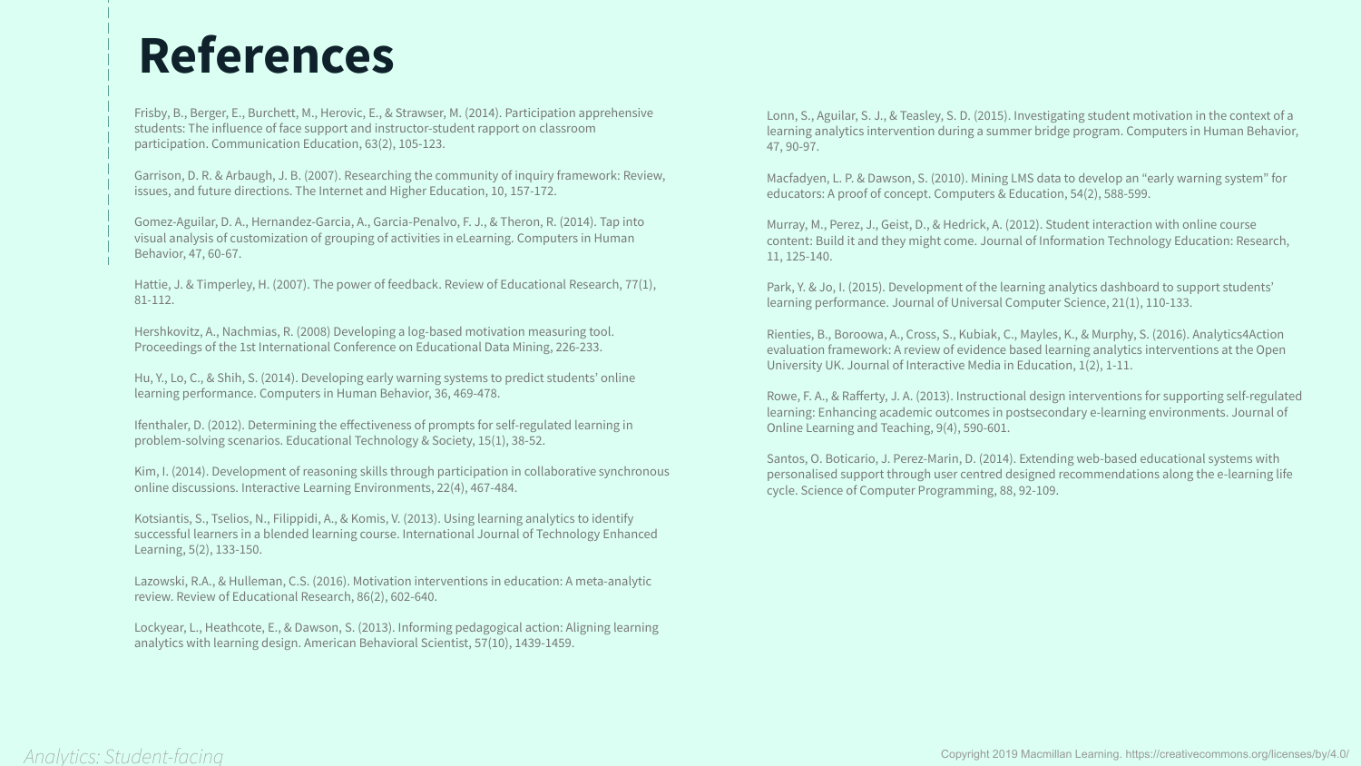# References

Frisby, B., Berger, E., Burchett, M., Herovic, E., & Strawser, M. (2014). Participation apprehensive students: The influence of face support and instructor-student rapport on classroom participation. Communication Education, 63(2), 105-123.

Garrison, D. R. & Arbaugh, J. B. (2007). Researching the community of inquiry framework: Review, issues, and future directions. The Internet and Higher Education, 10, 157-172.

Gomez-Aguilar, D. A., Hernandez-Garcia, A., Garcia-Penalvo, F. J., & Theron, R. (2014). Tap into visual analysis of customization of grouping of activities in eLearning. Computers in Human Behavior, 47, 60-67.

Hattie, J. & Timperley, H. (2007). The power of feedback. Review of Educational Research, 77(1), 81-112.

Hershkovitz, A., Nachmias, R. (2008) Developing a log-based motivation measuring tool. Proceedings of the 1st International Conference on Educational Data Mining, 226-233.

Hu, Y., Lo, C., & Shih, S. (2014). Developing early warning systems to predict students' online learning performance. Computers in Human Behavior, 36, 469-478.

Ifenthaler, D. (2012). Determining the effectiveness of prompts for self-regulated learning in problem-solving scenarios. Educational Technology & Society, 15(1), 38-52.

Kim, I. (2014). Development of reasoning skills through participation in collaborative synchronous online discussions. Interactive Learning Environments, 22(4), 467-484.

Kotsiantis, S., Tselios, N., Filippidi, A., & Komis, V. (2013). Using learning analytics to identify successful learners in a blended learning course. International Journal of Technology Enhanced Learning, 5(2), 133-150.

Lazowski, R.A., & Hulleman, C.S. (2016). Motivation interventions in education: A meta-analytic review. Review of Educational Research, 86(2), 602-640.

Lockyear, L., Heathcote, E., & Dawson, S. (2013). Informing pedagogical action: Aligning learning analytics with learning design. American Behavioral Scientist, 57(10), 1439-1459.

Lonn, S., Aguilar, S. J., & Teasley, S. D. (2015). Investigating student motivation in the context of a learning analytics intervention during a summer bridge program. Computers in Human Behavior, 47, 90-97.

Macfadyen, L. P. & Dawson, S. (2010). Mining LMS data to develop an "early warning system" for educators: A proof of concept. Computers & Education, 54(2), 588-599.

Murray, M., Perez, J., Geist, D., & Hedrick, A. (2012). Student interaction with online course content: Build it and they might come. Journal of Information Technology Education: Research, 11, 125-140.

Park, Y. & Jo, I. (2015). Development of the learning analytics dashboard to support students' learning performance. Journal of Universal Computer Science, 21(1), 110-133.

Rienties, B., Boroowa, A., Cross, S., Kubiak, C., Mayles, K., & Murphy, S. (2016). Analytics4Action evaluation framework: A review of evidence based learning analytics interventions at the Open University UK. Journal of Interactive Media in Education, 1(2), 1-11.

Rowe, F. A., & Rafferty, J. A. (2013). Instructional design interventions for supporting self-regulated learning: Enhancing academic outcomes in postsecondary e-learning environments. Journal of Online Learning and Teaching, 9(4), 590-601.

Santos, O. Boticario, J. Perez-Marin, D. (2014). Extending web-based educational systems with personalised support through user centred designed recommendations along the e-learning life cycle. Science of Computer Programming, 88, 92-109.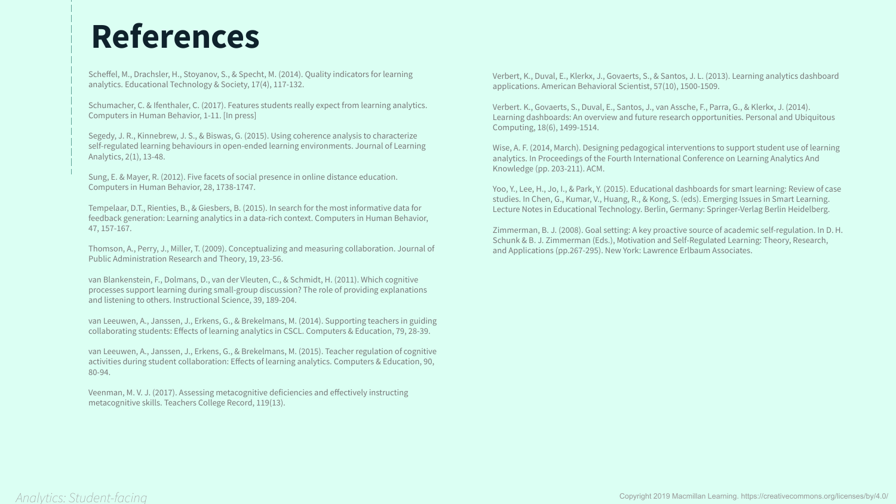# References

Scheffel, M., Drachsler, H., Stoyanov, S., & Specht, M. (2014). Quality indicators for learning analytics. Educational Technology & Society, 17(4), 117-132.

Schumacher, C. & Ifenthaler, C. (2017). Features students really expect from learning analytics. Computers in Human Behavior, 1-11. [In press]

Segedy, J. R., Kinnebrew, J. S., & Biswas, G. (2015). Using coherence analysis to characterize self-regulated learning behaviours in open-ended learning environments. Journal of Learning Analytics, 2(1), 13-48.

Sung, E. & Mayer, R. (2012). Five facets of social presence in online distance education. Computers in Human Behavior, 28, 1738-1747.

Tempelaar, D.T., Rienties, B., & Giesbers, B. (2015). In search for the most informative data for feedback generation: Learning analytics in a data-rich context. Computers in Human Behavior, 47, 157-167.

Thomson, A., Perry, J., Miller, T. (2009). Conceptualizing and measuring collaboration. Journal of Public Administration Research and Theory, 19, 23-56.

van Blankenstein, F., Dolmans, D., van der Vleuten, C., & Schmidt, H. (2011). Which cognitive processes support learning during small-group discussion? The role of providing explanations and listening to others. Instructional Science, 39, 189-204.

van Leeuwen, A., Janssen, J., Erkens, G., & Brekelmans, M. (2014). Supporting teachers in guiding collaborating students: Effects of learning analytics in CSCL. Computers & Education, 79, 28-39.

van Leeuwen, A., Janssen, J., Erkens, G., & Brekelmans, M. (2015). Teacher regulation of cognitive activities during student collaboration: Effects of learning analytics. Computers & Education, 90, 80-94.

Veenman, M. V. J. (2017). Assessing metacognitive deficiencies and effectively instructing metacognitive skills. Teachers College Record, 119(13).

Verbert, K., Duval, E., Klerkx, J., Govaerts, S., & Santos, J. L. (2013). Learning analytics dashboard applications. American Behavioral Scientist, 57(10), 1500-1509.

Verbert. K., Govaerts, S., Duval, E., Santos, J., van Assche, F., Parra, G., & Klerkx, J. (2014). Learning dashboards: An overview and future research opportunities. Personal and Ubiquitous Computing, 18(6), 1499-1514.

Wise, A. F. (2014, March). Designing pedagogical interventions to support student use of learning analytics. In Proceedings of the Fourth International Conference on Learning Analytics And Knowledge (pp. 203-211). ACM.

Yoo, Y., Lee, H., Jo, I., & Park, Y. (2015). Educational dashboards for smart learning: Review of case studies. In Chen, G., Kumar, V., Huang, R., & Kong, S. (eds). Emerging Issues in Smart Learning. Lecture Notes in Educational Technology. Berlin, Germany: Springer-Verlag Berlin Heidelberg.

Zimmerman, B. J. (2008). Goal setting: A key proactive source of academic self-regulation. In D. H. Schunk & B. J. Zimmerman (Eds.), Motivation and Self-Regulated Learning: Theory, Research, and Applications (pp.267-295). New York: Lawrence Erlbaum Associates.